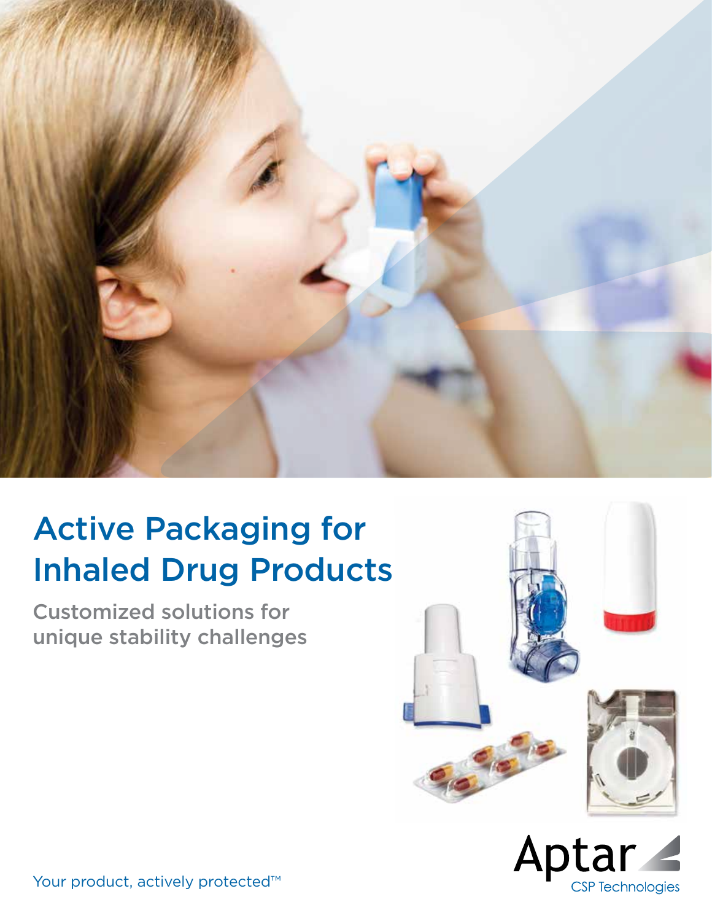# Active Packaging for Inhaled Drug Products

## Customized solutions for unique stability challenges

Your product, actively protected™

Aptar CSP Technologies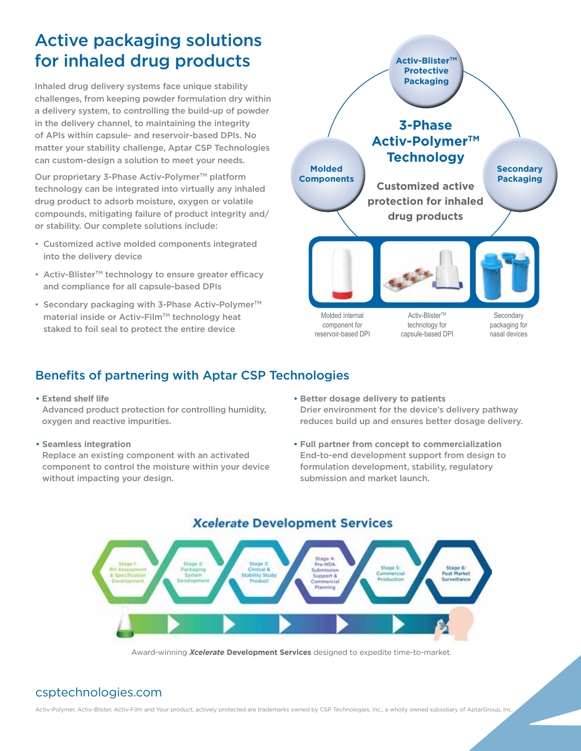# Active packaging solutions for inhaled drug products

Inhaled drug delivery systems face unique stability challenges, from keeping powder formulation dry within a delivery system, to controlling the build-up of powder in the delivery channel, to maintaining the integrity of APIs within capsule- and reservoir-based DPIs. No matter your stability challenge, Aptar CSP Technologies can custom-design a solution to meet your needs.

Our proprietary 3-Phase Activ-Polymer™ platform technology can be integrated into virtually any inhaled drug product to adsorb moisture, oxygen or volatile compounds, mitigating failure of product integrity and/ or stability. Our complete solutions include:

- Customized active molded components integrated into the delivery device
- Activ-Blister™ technology to ensure greater efficacy and compliance for all capsule-based DPIs
- Secondary packaging with 3-Phase Activ-Polymer™ material inside or Activ-Film™ technology heat staked to foil seal to protect the entire device

Activ-Blister™ Protective Packaging

Molded Components

Secondary Packaging

**3-Phase Activ-Polymer™ Technology**

**Customized active protection for inhaled drug products**

Molded internal component for reservoir-based DPI

Activ-Blister™ technology for capsule-based DPI

Secondary packaging for nasal devices

## Benefits of partnering with Aptar CSP Technologies

- **Extend shelf life**
  Advanced product protection for controlling humidity, oxygen and reactive impurities.
- **Seamless integration**
  Replace an existing component with an activated component to control the moisture within your device without impacting your design.
- **Better dosage delivery to patients**
  Drier environment for the device's delivery pathway reduces build up and ensures better dosage delivery.
- **Full partner from concept to commercialization**
  End-to-end development support from design to formulation development, stability, regulatory submission and market launch.

***Xcelerate*** **Development Services**

Stage 1: RH Assessment & Specification Development

Stage 2: Packaging System Development

Stage 3: Clinical & Stability Study Product

Stage 4: Pre-NDA Submission Support & Commercial Planning

Stage 5: Commercial Production

Stage 6: Post Market Surveillance

Award-winning ***Xcelerate*** **Development Services** designed to expedite time-to-market.

csptechnologies.com

Activ-Polymer, Activ-Blister, Activ-Film and Your product, actively protected are trademarks owned by CSP Technologies, Inc., a wholly owned subsidiary of AptarGroup, Inc.